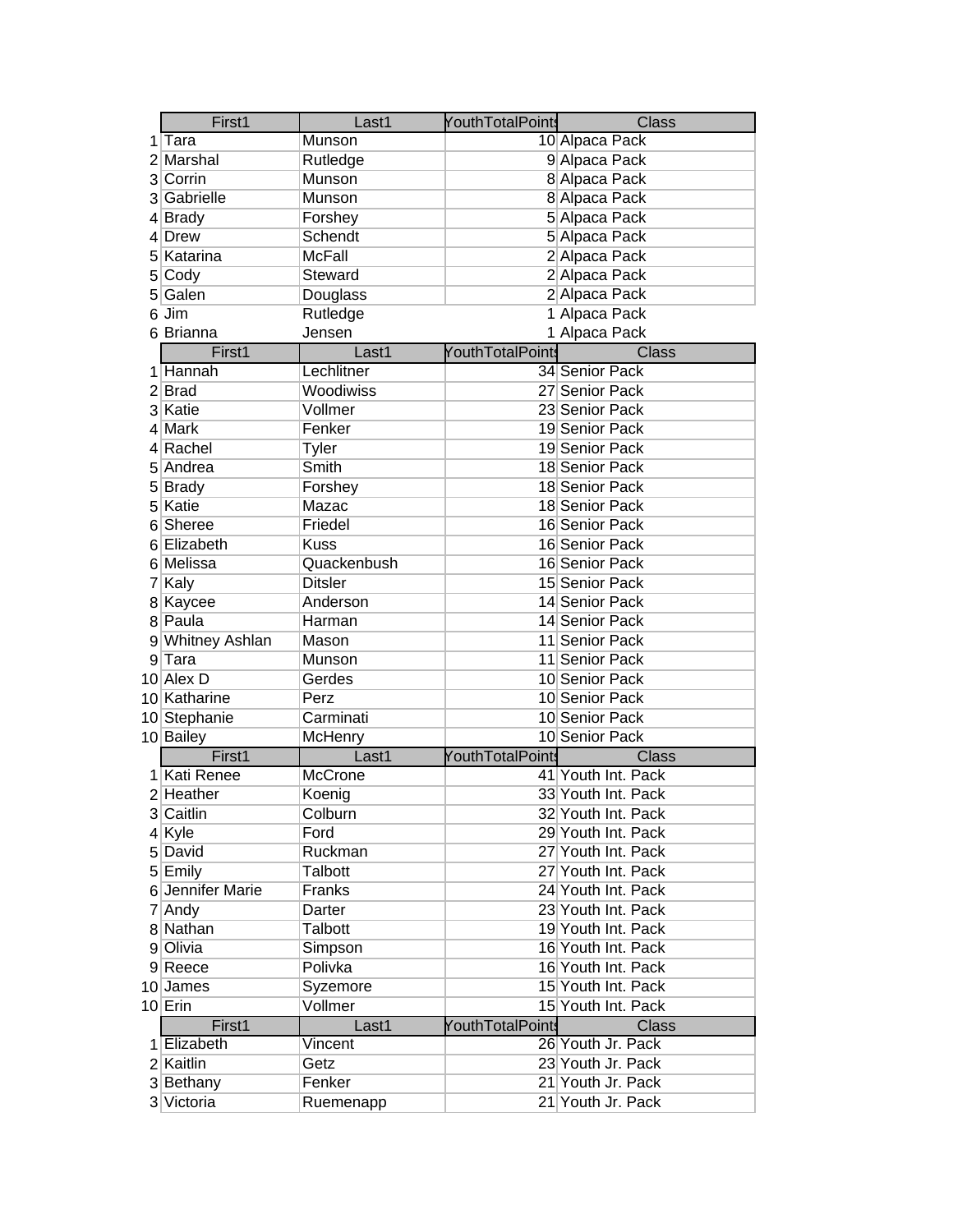| | First1 | Last1 | YouthTotalPoints | Class |
|---|---|---|---|---|
| 1 | Tara | Munson | 10 | Alpaca Pack |
| 2 | Marshal | Rutledge | 9 | Alpaca Pack |
| 3 | Corrin | Munson | 8 | Alpaca Pack |
| 3 | Gabrielle | Munson | 8 | Alpaca Pack |
| 4 | Brady | Forshey | 5 | Alpaca Pack |
| 4 | Drew | Schendt | 5 | Alpaca Pack |
| 5 | Katarina | McFall | 2 | Alpaca Pack |
| 5 | Cody | Steward | 2 | Alpaca Pack |
| 5 | Galen | Douglass | 2 | Alpaca Pack |
| 6 | Jim | Rutledge | 1 | Alpaca Pack |
| 6 | Brianna | Jensen | 1 | Alpaca Pack |

| | First1 | Last1 | YouthTotalPoints | Class |
|---|---|---|---|---|
| 1 | Hannah | Lechlitner | 34 | Senior Pack |
| 2 | Brad | Woodiwiss | 27 | Senior Pack |
| 3 | Katie | Vollmer | 23 | Senior Pack |
| 4 | Mark | Fenker | 19 | Senior Pack |
| 4 | Rachel | Tyler | 19 | Senior Pack |
| 5 | Andrea | Smith | 18 | Senior Pack |
| 5 | Brady | Forshey | 18 | Senior Pack |
| 5 | Katie | Mazac | 18 | Senior Pack |
| 6 | Sheree | Friedel | 16 | Senior Pack |
| 6 | Elizabeth | Kuss | 16 | Senior Pack |
| 6 | Melissa | Quackenbush | 16 | Senior Pack |
| 7 | Kaly | Ditsler | 15 | Senior Pack |
| 8 | Kaycee | Anderson | 14 | Senior Pack |
| 8 | Paula | Harman | 14 | Senior Pack |
| 9 | Whitney Ashlan | Mason | 11 | Senior Pack |
| 9 | Tara | Munson | 11 | Senior Pack |
| 10 | Alex D | Gerdes | 10 | Senior Pack |
| 10 | Katharine | Perz | 10 | Senior Pack |
| 10 | Stephanie | Carminati | 10 | Senior Pack |
| 10 | Bailey | McHenry | 10 | Senior Pack |

| | First1 | Last1 | YouthTotalPoints | Class |
|---|---|---|---|---|
| 1 | Kati Renee | McCrone | 41 | Youth Int. Pack |
| 2 | Heather | Koenig | 33 | Youth Int. Pack |
| 3 | Caitlin | Colburn | 32 | Youth Int. Pack |
| 4 | Kyle | Ford | 29 | Youth Int. Pack |
| 5 | David | Ruckman | 27 | Youth Int. Pack |
| 5 | Emily | Talbott | 27 | Youth Int. Pack |
| 6 | Jennifer Marie | Franks | 24 | Youth Int. Pack |
| 7 | Andy | Darter | 23 | Youth Int. Pack |
| 8 | Nathan | Talbott | 19 | Youth Int. Pack |
| 9 | Olivia | Simpson | 16 | Youth Int. Pack |
| 9 | Reece | Polivka | 16 | Youth Int. Pack |
| 10 | James | Syzemore | 15 | Youth Int. Pack |
| 10 | Erin | Vollmer | 15 | Youth Int. Pack |

| | First1 | Last1 | YouthTotalPoints | Class |
|---|---|---|---|---|
| 1 | Elizabeth | Vincent | 26 | Youth Jr. Pack |
| 2 | Kaitlin | Getz | 23 | Youth Jr. Pack |
| 3 | Bethany | Fenker | 21 | Youth Jr. Pack |
| 3 | Victoria | Ruemenapp | 21 | Youth Jr. Pack |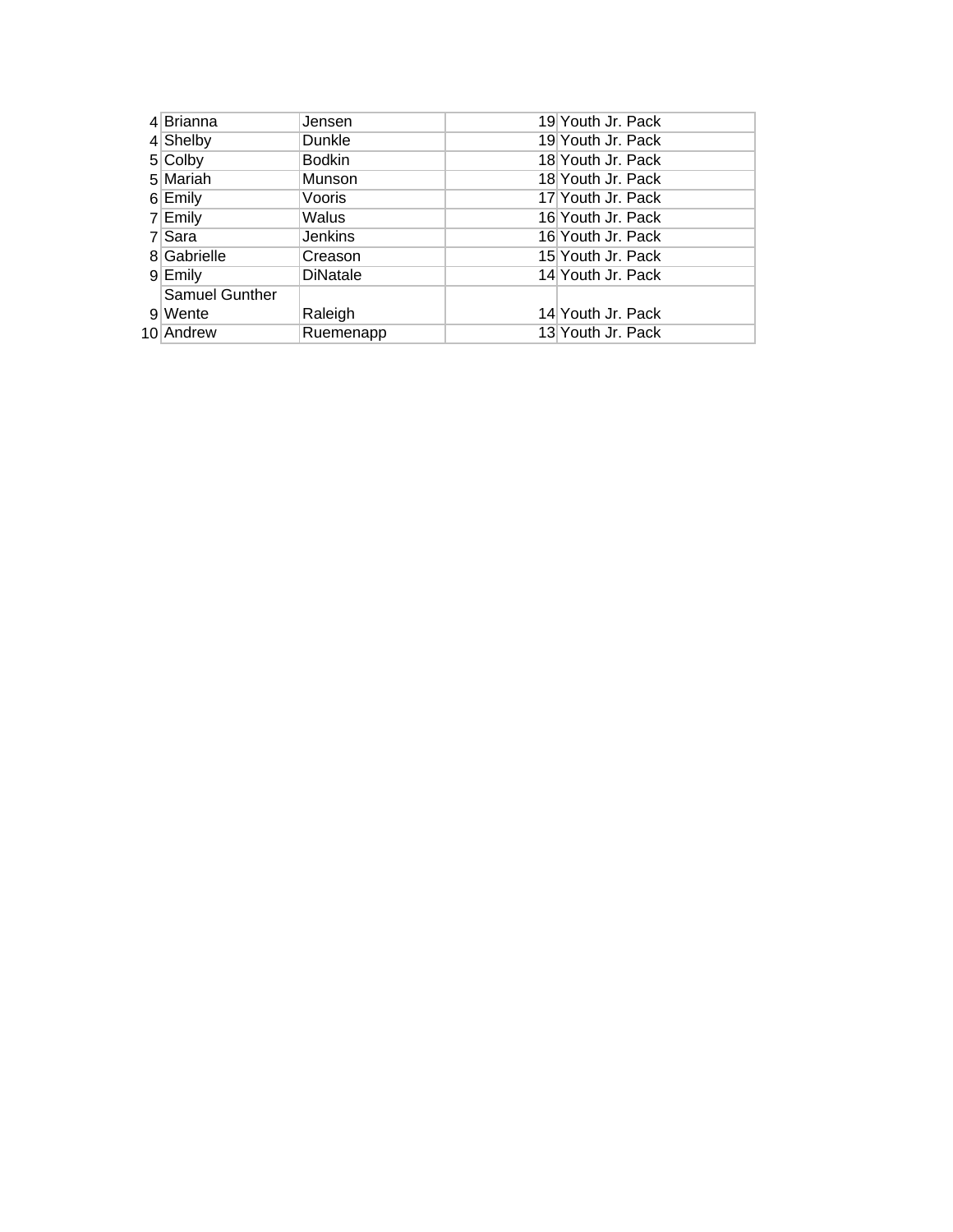| | | | | |
|---|---|---|---|---|
| 4 | Brianna | Jensen | 19 | Youth Jr. Pack |
| 4 | Shelby | Dunkle | 19 | Youth Jr. Pack |
| 5 | Colby | Bodkin | 18 | Youth Jr. Pack |
| 5 | Mariah | Munson | 18 | Youth Jr. Pack |
| 6 | Emily | Vooris | 17 | Youth Jr. Pack |
| 7 | Emily | Walus | 16 | Youth Jr. Pack |
| 7 | Sara | Jenkins | 16 | Youth Jr. Pack |
| 8 | Gabrielle | Creason | 15 | Youth Jr. Pack |
| 9 | Emily | DiNatale | 14 | Youth Jr. Pack |
| 9 | Samuel Gunther Wente | Raleigh | 14 | Youth Jr. Pack |
| 10 | Andrew | Ruemenapp | 13 | Youth Jr. Pack |